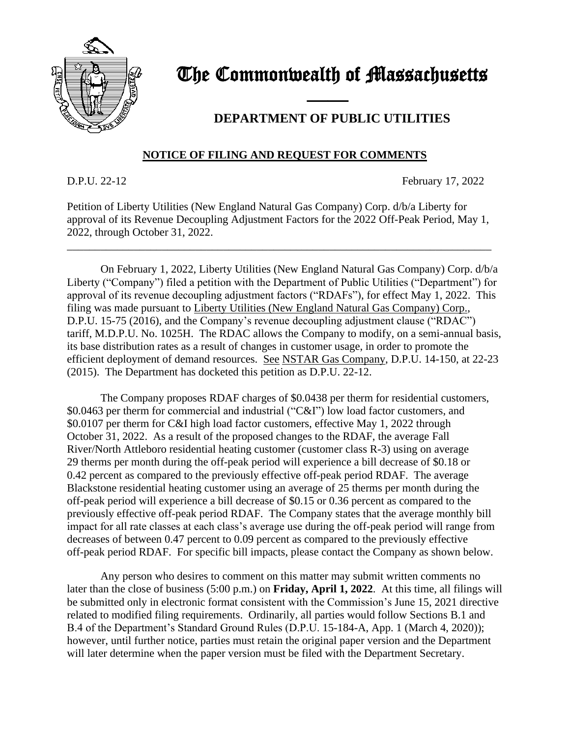# The Commonwealth of Massachusetts

## DEPARTMENT OF PUBLIC UTILITIES

### NOTICE OF FILING AND REQUEST FOR COMMENTS

D.P.U. 22-12 February 17, 2022

Petition of Liberty Utilities (New England Natural Gas Company) Corp. d/b/a Liberty for approval of its Revenue Decoupling Adjustment Factors for the 2022 Off-Peak Period, May 1, 2022, through October 31, 2022.

---

On February 1, 2022, Liberty Utilities (New England Natural Gas Company) Corp. d/b/a Liberty ("Company") filed a petition with the Department of Public Utilities ("Department") for approval of its revenue decoupling adjustment factors ("RDAFs"), for effect May 1, 2022. This filing was made pursuant to Liberty Utilities (New England Natural Gas Company) Corp., D.P.U. 15-75 (2016), and the Company's revenue decoupling adjustment clause ("RDAC") tariff, M.D.P.U. No. 1025H. The RDAC allows the Company to modify, on a semi-annual basis, its base distribution rates as a result of changes in customer usage, in order to promote the efficient deployment of demand resources. See NSTAR Gas Company, D.P.U. 14-150, at 22-23 (2015). The Department has docketed this petition as D.P.U. 22-12.

The Company proposes RDAF charges of $0.0438 per therm for residential customers, $0.0463 per therm for commercial and industrial ("C&I") low load factor customers, and $0.0107 per therm for C&I high load factor customers, effective May 1, 2022 through October 31, 2022. As a result of the proposed changes to the RDAF, the average Fall River/North Attleboro residential heating customer (customer class R-3) using on average 29 therms per month during the off-peak period will experience a bill decrease of $0.18 or 0.42 percent as compared to the previously effective off-peak period RDAF. The average Blackstone residential heating customer using an average of 25 therms per month during the off-peak period will experience a bill decrease of $0.15 or 0.36 percent as compared to the previously effective off-peak period RDAF. The Company states that the average monthly bill impact for all rate classes at each class's average use during the off-peak period will range from decreases of between 0.47 percent to 0.09 percent as compared to the previously effective off-peak period RDAF. For specific bill impacts, please contact the Company as shown below.

Any person who desires to comment on this matter may submit written comments no later than the close of business (5:00 p.m.) on **Friday, April 1, 2022**. At this time, all filings will be submitted only in electronic format consistent with the Commission's June 15, 2021 directive related to modified filing requirements. Ordinarily, all parties would follow Sections B.1 and B.4 of the Department's Standard Ground Rules (D.P.U. 15-184-A, App. 1 (March 4, 2020)); however, until further notice, parties must retain the original paper version and the Department will later determine when the paper version must be filed with the Department Secretary.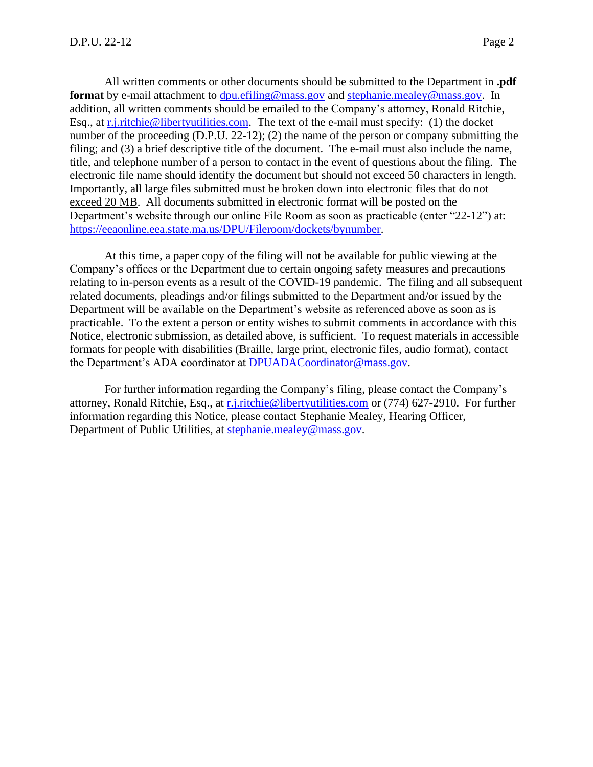All written comments or other documents should be submitted to the Department in **.pdf format** by e-mail attachment to dpu.efiling@mass.gov and stephanie.mealey@mass.gov. In addition, all written comments should be emailed to the Company's attorney, Ronald Ritchie, Esq., at r.j.ritchie@libertyutilities.com. The text of the e-mail must specify: (1) the docket number of the proceeding (D.P.U. 22-12); (2) the name of the person or company submitting the filing; and (3) a brief descriptive title of the document. The e-mail must also include the name, title, and telephone number of a person to contact in the event of questions about the filing. The electronic file name should identify the document but should not exceed 50 characters in length. Importantly, all large files submitted must be broken down into electronic files that <u>do not exceed 20 MB</u>. All documents submitted in electronic format will be posted on the Department's website through our online File Room as soon as practicable (enter "22-12") at: https://eeaonline.eea.state.ma.us/DPU/Fileroom/dockets/bynumber.

At this time, a paper copy of the filing will not be available for public viewing at the Company's offices or the Department due to certain ongoing safety measures and precautions relating to in-person events as a result of the COVID-19 pandemic. The filing and all subsequent related documents, pleadings and/or filings submitted to the Department and/or issued by the Department will be available on the Department's website as referenced above as soon as is practicable. To the extent a person or entity wishes to submit comments in accordance with this Notice, electronic submission, as detailed above, is sufficient. To request materials in accessible formats for people with disabilities (Braille, large print, electronic files, audio format), contact the Department's ADA coordinator at DPUADACoordinator@mass.gov.

For further information regarding the Company's filing, please contact the Company's attorney, Ronald Ritchie, Esq., at r.j.ritchie@libertyutilities.com or (774) 627-2910. For further information regarding this Notice, please contact Stephanie Mealey, Hearing Officer, Department of Public Utilities, at stephanie.mealey@mass.gov.